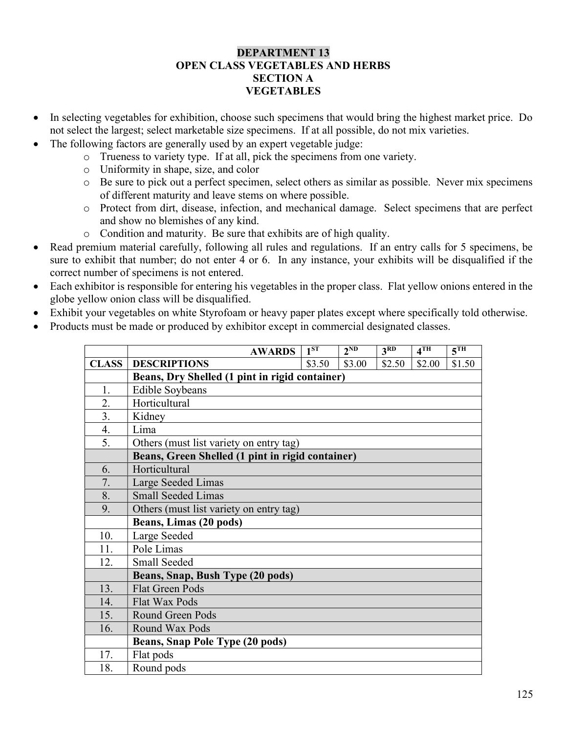# DEPARTMENT 13
## OPEN CLASS VEGETABLES AND HERBS
## SECTION A
## VEGETABLES

- In selecting vegetables for exhibition, choose such specimens that would bring the highest market price. Do not select the largest; select marketable size specimens. If at all possible, do not mix varieties.
- The following factors are generally used by an expert vegetable judge:
  - Trueness to variety type. If at all, pick the specimens from one variety.
  - Uniformity in shape, size, and color
  - Be sure to pick out a perfect specimen, select others as similar as possible. Never mix specimens of different maturity and leave stems on where possible.
  - Protect from dirt, disease, infection, and mechanical damage. Select specimens that are perfect and show no blemishes of any kind.
  - Condition and maturity. Be sure that exhibits are of high quality.
- Read premium material carefully, following all rules and regulations. If an entry calls for 5 specimens, be sure to exhibit that number; do not enter 4 or 6. In any instance, your exhibits will be disqualified if the correct number of specimens is not entered.
- Each exhibitor is responsible for entering his vegetables in the proper class. Flat yellow onions entered in the globe yellow onion class will be disqualified.
- Exhibit your vegetables on white Styrofoam or heavy paper plates except where specifically told otherwise.
- Products must be made or produced by exhibitor except in commercial designated classes.

| | AWARDS | 1ST | 2ND | 3RD | 4TH | 5TH |
|---|---|---|---|---|---|---|
| CLASS | DESCRIPTIONS | $3.50 | $3.00 | $2.50 | $2.00 | $1.50 |
| | **Beans, Dry Shelled (1 pint in rigid container)** | | | | | |
| 1. | Edible Soybeans | | | | | |
| 2. | Horticultural | | | | | |
| 3. | Kidney | | | | | |
| 4. | Lima | | | | | |
| 5. | Others (must list variety on entry tag) | | | | | |
| | **Beans, Green Shelled (1 pint in rigid container)** | | | | | |
| 6. | Horticultural | | | | | |
| 7. | Large Seeded Limas | | | | | |
| 8. | Small Seeded Limas | | | | | |
| 9. | Others (must list variety on entry tag) | | | | | |
| | **Beans, Limas (20 pods)** | | | | | |
| 10. | Large Seeded | | | | | |
| 11. | Pole Limas | | | | | |
| 12. | Small Seeded | | | | | |
| | **Beans, Snap, Bush Type (20 pods)** | | | | | |
| 13. | Flat Green Pods | | | | | |
| 14. | Flat Wax Pods | | | | | |
| 15. | Round Green Pods | | | | | |
| 16. | Round Wax Pods | | | | | |
| | **Beans, Snap Pole Type (20 pods)** | | | | | |
| 17. | Flat pods | | | | | |
| 18. | Round pods | | | | | |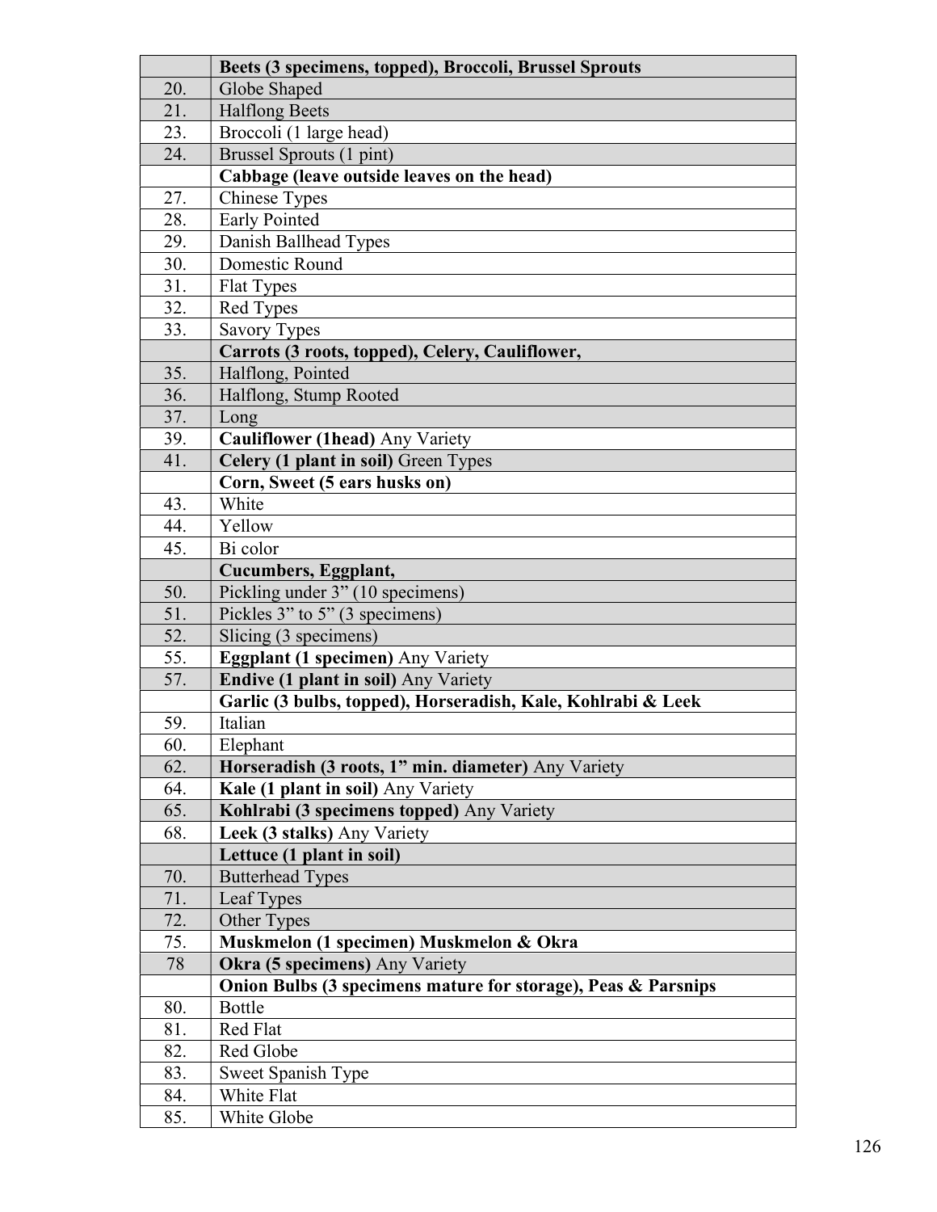| | **Beets (3 specimens, topped), Broccoli, Brussel Sprouts** |
|---|---|
| 20. | Globe Shaped |
| 21. | Halflong Beets |
| 23. | Broccoli (1 large head) |
| 24. | Brussel Sprouts (1 pint) |
| | **Cabbage (leave outside leaves on the head)** |
| 27. | Chinese Types |
| 28. | Early Pointed |
| 29. | Danish Ballhead Types |
| 30. | Domestic Round |
| 31. | Flat Types |
| 32. | Red Types |
| 33. | Savory Types |
| | **Carrots (3 roots, topped), Celery, Cauliflower,** |
| 35. | Halflong, Pointed |
| 36. | Halflong, Stump Rooted |
| 37. | Long |
| 39. | **Cauliflower (1head)** Any Variety |
| 41. | **Celery (1 plant in soil)** Green Types |
| | **Corn, Sweet (5 ears husks on)** |
| 43. | White |
| 44. | Yellow |
| 45. | Bi color |
| | **Cucumbers, Eggplant,** |
| 50. | Pickling under 3" (10 specimens) |
| 51. | Pickles 3" to 5" (3 specimens) |
| 52. | Slicing (3 specimens) |
| 55. | **Eggplant (1 specimen)** Any Variety |
| 57. | **Endive (1 plant in soil)** Any Variety |
| | **Garlic (3 bulbs, topped), Horseradish, Kale, Kohlrabi & Leek** |
| 59. | Italian |
| 60. | Elephant |
| 62. | **Horseradish (3 roots, 1" min. diameter)** Any Variety |
| 64. | **Kale (1 plant in soil)** Any Variety |
| 65. | **Kohlrabi (3 specimens topped)** Any Variety |
| 68. | **Leek (3 stalks)** Any Variety |
| | **Lettuce (1 plant in soil)** |
| 70. | Butterhead Types |
| 71. | Leaf Types |
| 72. | Other Types |
| 75. | **Muskmelon (1 specimen) Muskmelon & Okra** |
| 78 | **Okra (5 specimens)** Any Variety |
| | **Onion Bulbs (3 specimens mature for storage), Peas & Parsnips** |
| 80. | Bottle |
| 81. | Red Flat |
| 82. | Red Globe |
| 83. | Sweet Spanish Type |
| 84. | White Flat |
| 85. | White Globe |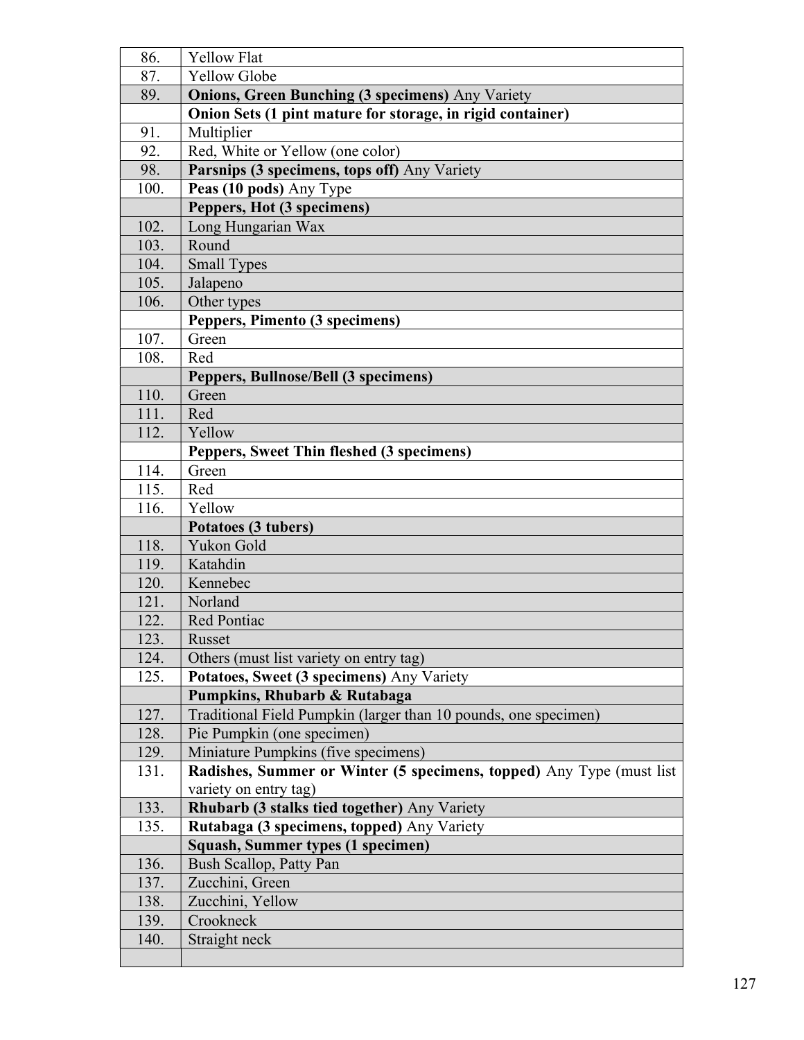| | |
|---|---|
| 86. | Yellow Flat |
| 87. | Yellow Globe |
| 89. | **Onions, Green Bunching (3 specimens)** Any Variety |
| | **Onion Sets (1 pint mature for storage, in rigid container)** |
| 91. | Multiplier |
| 92. | Red, White or Yellow (one color) |
| 98. | **Parsnips (3 specimens, tops off)** Any Variety |
| 100. | **Peas (10 pods)** Any Type |
| | **Peppers, Hot (3 specimens)** |
| 102. | Long Hungarian Wax |
| 103. | Round |
| 104. | Small Types |
| 105. | Jalapeno |
| 106. | Other types |
| | **Peppers, Pimento (3 specimens)** |
| 107. | Green |
| 108. | Red |
| | **Peppers, Bullnose/Bell (3 specimens)** |
| 110. | Green |
| 111. | Red |
| 112. | Yellow |
| | **Peppers, Sweet Thin fleshed (3 specimens)** |
| 114. | Green |
| 115. | Red |
| 116. | Yellow |
| | **Potatoes (3 tubers)** |
| 118. | Yukon Gold |
| 119. | Katahdin |
| 120. | Kennebec |
| 121. | Norland |
| 122. | Red Pontiac |
| 123. | Russet |
| 124. | Others (must list variety on entry tag) |
| 125. | **Potatoes, Sweet (3 specimens)** Any Variety |
| | **Pumpkins, Rhubarb & Rutabaga** |
| 127. | Traditional Field Pumpkin (larger than 10 pounds, one specimen) |
| 128. | Pie Pumpkin (one specimen) |
| 129. | Miniature Pumpkins (five specimens) |
| 131. | **Radishes, Summer or Winter (5 specimens, topped)** Any Type (must list variety on entry tag) |
| 133. | **Rhubarb (3 stalks tied together)** Any Variety |
| 135. | **Rutabaga (3 specimens, topped)** Any Variety |
| | **Squash, Summer types (1 specimen)** |
| 136. | Bush Scallop, Patty Pan |
| 137. | Zucchini, Green |
| 138. | Zucchini, Yellow |
| 139. | Crookneck |
| 140. | Straight neck |
| | |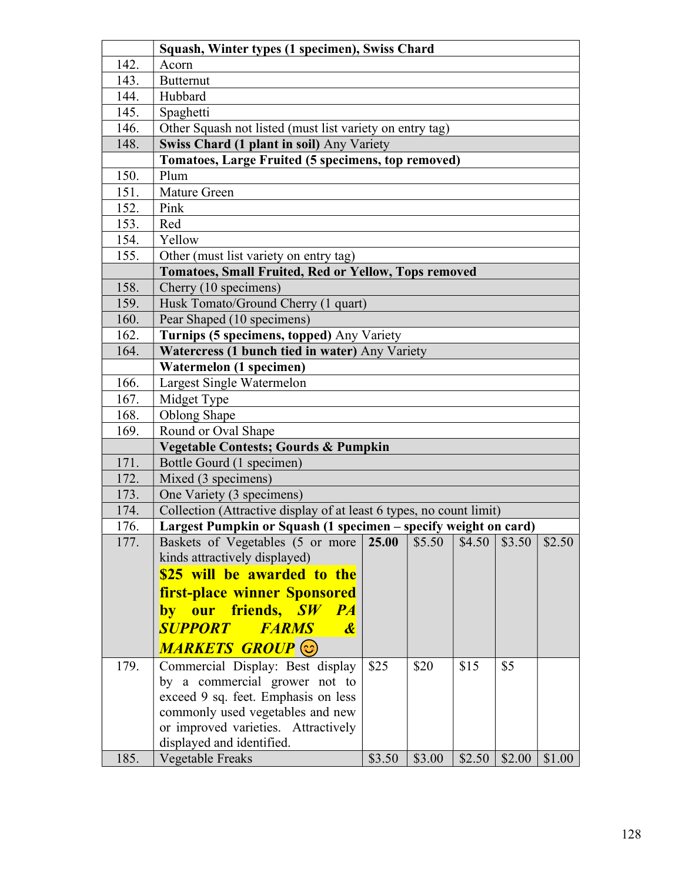| | | | | | | |
|---|---|---|---|---|---|---|
| | **Squash, Winter types (1 specimen), Swiss Chard** | | | | | |
| 142. | Acorn | | | | | |
| 143. | Butternut | | | | | |
| 144. | Hubbard | | | | | |
| 145. | Spaghetti | | | | | |
| 146. | Other Squash not listed (must list variety on entry tag) | | | | | |
| 148. | **Swiss Chard (1 plant in soil)** Any Variety | | | | | |
| | **Tomatoes, Large Fruited (5 specimens, top removed)** | | | | | |
| 150. | Plum | | | | | |
| 151. | Mature Green | | | | | |
| 152. | Pink | | | | | |
| 153. | Red | | | | | |
| 154. | Yellow | | | | | |
| 155. | Other (must list variety on entry tag) | | | | | |
| | **Tomatoes, Small Fruited, Red or Yellow, Tops removed** | | | | | |
| 158. | Cherry (10 specimens) | | | | | |
| 159. | Husk Tomato/Ground Cherry (1 quart) | | | | | |
| 160. | Pear Shaped (10 specimens) | | | | | |
| 162. | **Turnips (5 specimens, topped)** Any Variety | | | | | |
| 164. | **Watercress (1 bunch tied in water)** Any Variety | | | | | |
| | **Watermelon (1 specimen)** | | | | | |
| 166. | Largest Single Watermelon | | | | | |
| 167. | Midget Type | | | | | |
| 168. | Oblong Shape | | | | | |
| 169. | Round or Oval Shape | | | | | |
| | **Vegetable Contests; Gourds & Pumpkin** | | | | | |
| 171. | Bottle Gourd (1 specimen) | | | | | |
| 172. | Mixed (3 specimens) | | | | | |
| 173. | One Variety (3 specimens) | | | | | |
| 174. | Collection (Attractive display of at least 6 types, no count limit) | | | | | |
| 176. | **Largest Pumpkin or Squash (1 specimen – specify weight on card)** | | | | | |
| 177. | Baskets of Vegetables (5 or more kinds attractively displayed) **$25 will be awarded to the first-place winner Sponsored by our friends, *SW PA SUPPORT FARMS & MARKETS GROUP*** 😊 | **25.00** | $5.50 | $4.50 | $3.50 | $2.50 |
| 179. | Commercial Display: Best display by a commercial grower not to exceed 9 sq. feet. Emphasis on less commonly used vegetables and new or improved varieties. Attractively displayed and identified. | $25 | $20 | $15 | $5 | |
| 185. | Vegetable Freaks | $3.50 | $3.00 | $2.50 | $2.00 | $1.00 |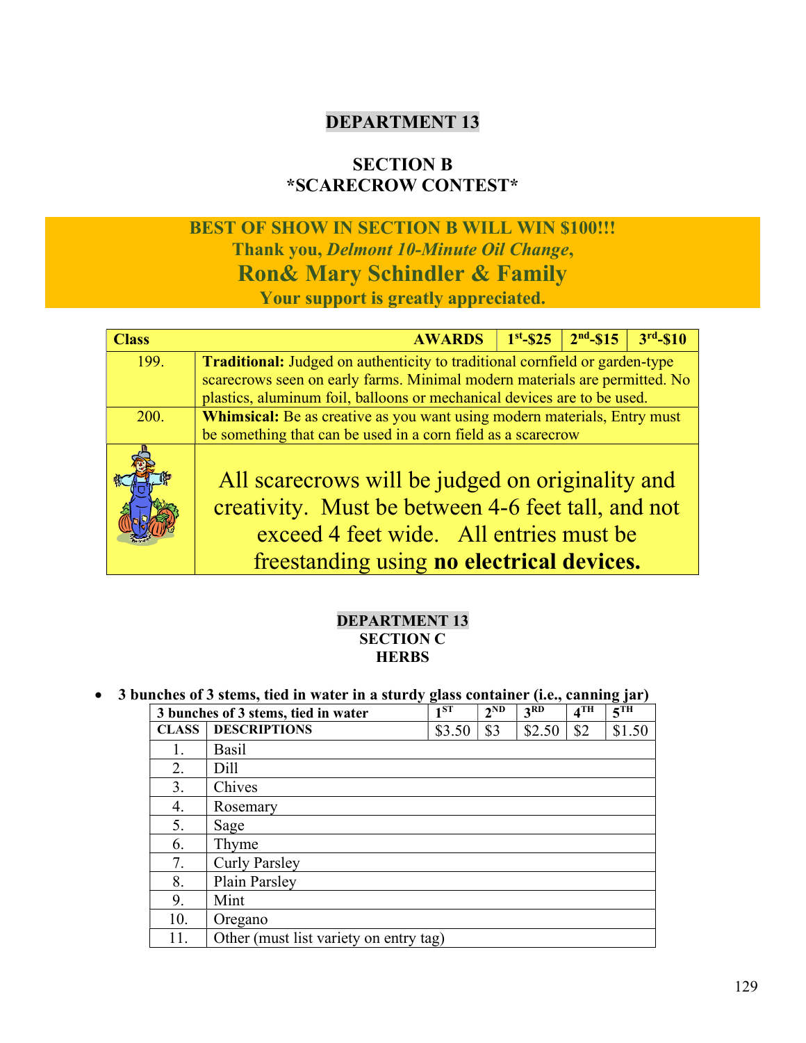# DEPARTMENT 13

## SECTION B
## *SCARECROW CONTEST*

**BEST OF SHOW IN SECTION B WILL WIN $100!!!**
**Thank you, *Delmont 10-Minute Oil Change*,**
**Ron& Mary Schindler & Family**
**Your support is greatly appreciated.**

| Class | AWARDS | 1st-$25 | 2nd-$15 | 3rd-$10 |
|---|---|---|---|---|
| 199. | **Traditional:** Judged on authenticity to traditional cornfield or garden-type scarecrows seen on early farms. Minimal modern materials are permitted. No plastics, aluminum foil, balloons or mechanical devices are to be used. | | | |
| 200. | **Whimsical:** Be as creative as you want using modern materials, Entry must be something that can be used in a corn field as a scarecrow | | | |
| | All scarecrows will be judged on originality and creativity. Must be between 4-6 feet tall, and not exceed 4 feet wide. All entries must be freestanding using **no electrical devices.** | | | |

# DEPARTMENT 13
## SECTION C
## HERBS

- **3 bunches of 3 stems, tied in water in a sturdy glass container (i.e., canning jar)**

| 3 bunches of 3 stems, tied in water | | 1ST | 2ND | 3RD | 4TH | 5TH |
|---|---|---|---|---|---|---|
| **CLASS** | **DESCRIPTIONS** | $3.50 | $3 | $2.50 | $2 | $1.50 |
| 1. | Basil | | | | | |
| 2. | Dill | | | | | |
| 3. | Chives | | | | | |
| 4. | Rosemary | | | | | |
| 5. | Sage | | | | | |
| 6. | Thyme | | | | | |
| 7. | Curly Parsley | | | | | |
| 8. | Plain Parsley | | | | | |
| 9. | Mint | | | | | |
| 10. | Oregano | | | | | |
| 11. | Other (must list variety on entry tag) | | | | | |